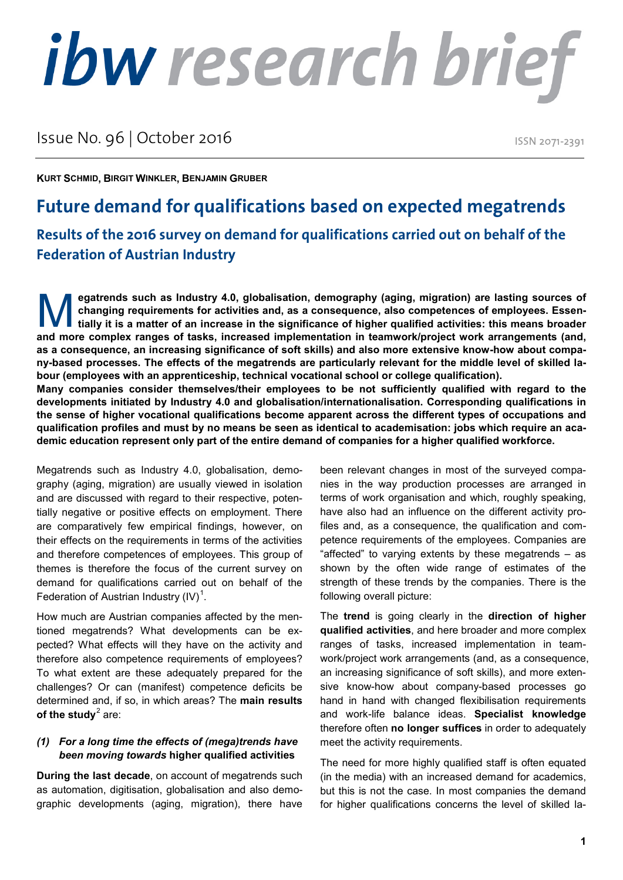# ibw research brief

Issue No. 96 | October 2016

ISSN 2071-2391

**KURT SCHMID, BIRGIT WINKLER, BENJAMIN GRUBER**

# Future demand for qualifications based on expected megatrends

## Results of the 2016 survey on demand for qualifications carried out on behalf of the Federation of Austrian Industry

**Megatrends such as Industry 4.0, globalisation, demography (aging, migration) are lasting sources of changing requirements for activities and, as a consequence, also competences of employees. Essentially it is a matter of an increase in the significance of higher qualified activities: this means broader and more complex ranges of tasks, increased implementation in teamwork/project work arrangements (and, as a consequence, an increasing significance of soft skills) and also more extensive know-how about company-based processes. The effects of the megatrends are particularly relevant for the middle level of skilled labour (employees with an apprenticeship, technical vocational school or college qualification).**

**Many companies consider themselves/their employees to be not sufficiently qualified with regard to the developments initiated by Industry 4.0 and globalisation/internationalisation. Corresponding qualifications in the sense of higher vocational qualifications become apparent across the different types of occupations and qualification profiles and must by no means be seen as identical to academisation: jobs which require an academic education represent only part of the entire demand of companies for a higher qualified workforce.**

Megatrends such as Industry 4.0, globalisation, demography (aging, migration) are usually viewed in isolation and are discussed with regard to their respective, potentially negative or positive effects on employment. There are comparatively few empirical findings, however, on their effects on the requirements in terms of the activities and therefore competences of employees. This group of themes is therefore the focus of the current survey on demand for qualifications carried out on behalf of the Federation of Austrian Industry (IV)[1].

How much are Austrian companies affected by the mentioned megatrends? What developments can be expected? What effects will they have on the activity and therefore also competence requirements of employees? To what extent are these adequately prepared for the challenges? Or can (manifest) competence deficits be determined and, if so, in which areas? The **main results of the study**[2] are:

### *(1) For a long time the effects of (mega)trends have been moving towards* higher qualified activities

**During the last decade**, on account of megatrends such as automation, digitisation, globalisation and also demographic developments (aging, migration), there have been relevant changes in most of the surveyed companies in the way production processes are arranged in terms of work organisation and which, roughly speaking, have also had an influence on the different activity profiles and, as a consequence, the qualification and competence requirements of the employees. Companies are "affected" to varying extents by these megatrends – as shown by the often wide range of estimates of the strength of these trends by the companies. There is the following overall picture:

The **trend** is going clearly in the **direction of higher qualified activities**, and here broader and more complex ranges of tasks, increased implementation in teamwork/project work arrangements (and, as a consequence, an increasing significance of soft skills), and more extensive know-how about company-based processes go hand in hand with changed flexibilisation requirements and work-life balance ideas. **Specialist knowledge** therefore often **no longer suffices** in order to adequately meet the activity requirements.

The need for more highly qualified staff is often equated (in the media) with an increased demand for academics, but this is not the case. In most companies the demand for higher qualifications concerns the level of skilled la-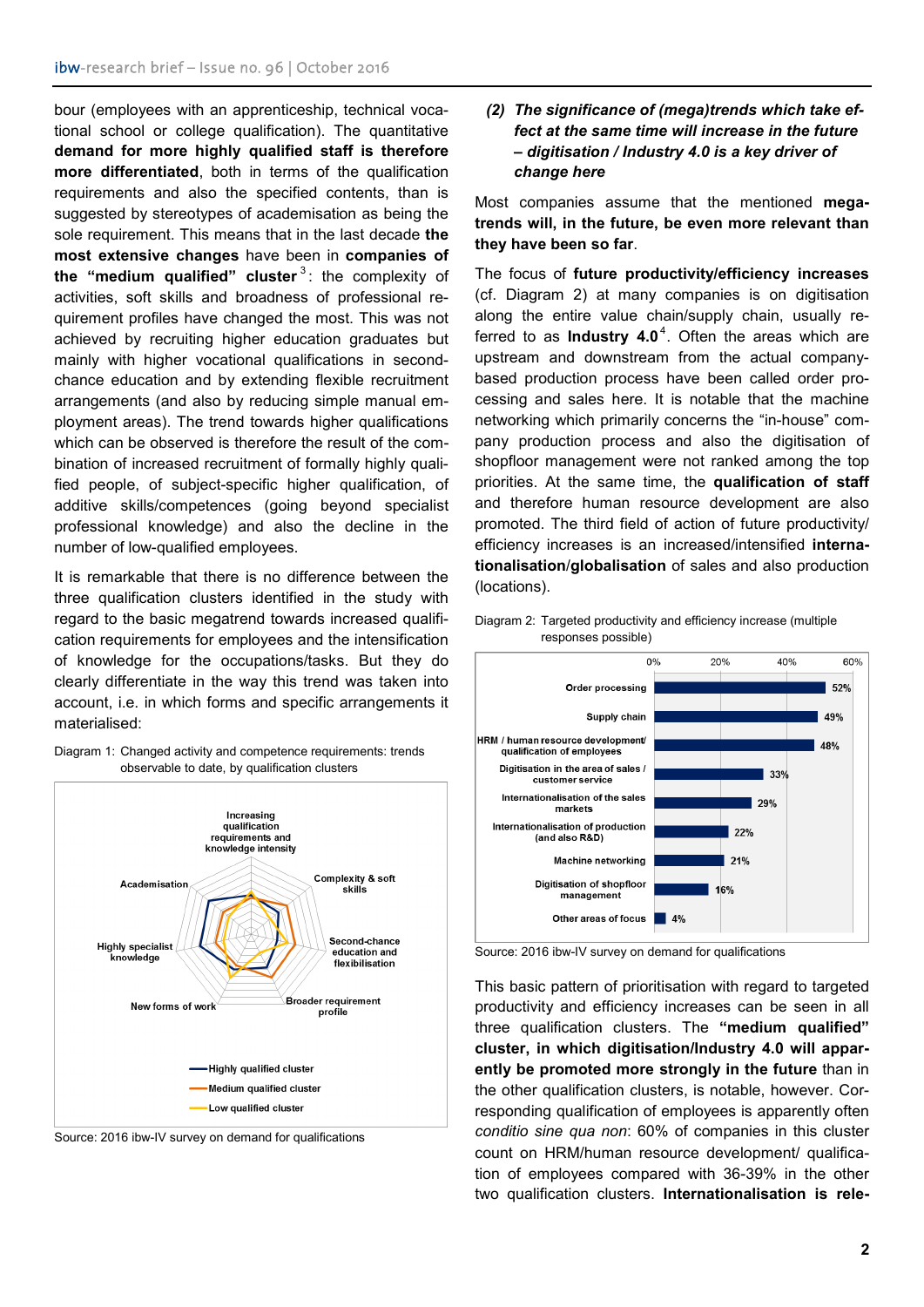bour (employees with an apprenticeship, technical vocational school or college qualification). The quantitative **demand for more highly qualified staff is therefore more differentiated**, both in terms of the qualification requirements and also the specified contents, than is suggested by stereotypes of academisation as being the sole requirement. This means that in the last decade **the most extensive changes** have been in **companies of the "medium qualified" cluster**[3]: the complexity of activities, soft skills and broadness of professional requirement profiles have changed the most. This was not achieved by recruiting higher education graduates but mainly with higher vocational qualifications in second-chance education and by extending flexible recruitment arrangements (and also by reducing simple manual employment areas). The trend towards higher qualifications which can be observed is therefore the result of the combination of increased recruitment of formally highly qualified people, of subject-specific higher qualification, of additive skills/competences (going beyond specialist professional knowledge) and also the decline in the number of low-qualified employees.

It is remarkable that there is no difference between the three qualification clusters identified in the study with regard to the basic megatrend towards increased qualification requirements for employees and the intensification of knowledge for the occupations/tasks. But they do clearly differentiate in the way this trend was taken into account, i.e. in which forms and specific arrangements it materialised:

Diagram 1: Changed activity and competence requirements: trends observable to date, by qualification clusters

Source: 2016 ibw-IV survey on demand for qualifications

### *(2) The significance of (mega)trends which take effect at the same time will increase in the future – digitisation / Industry 4.0 is a key driver of change here*

Most companies assume that the mentioned **megatrends will, in the future, be even more relevant than they have been so far**.

The focus of **future productivity/efficiency increases** (cf. Diagram 2) at many companies is on digitisation along the entire value chain/supply chain, usually referred to as **Industry 4.0**[4]. Often the areas which are upstream and downstream from the actual company-based production process have been called order processing and sales here. It is notable that the machine networking which primarily concerns the "in-house" company production process and also the digitisation of shopfloor management were not ranked among the top priorities. At the same time, the **qualification of staff** and therefore human resource development are also promoted. The third field of action of future productivity/efficiency increases is an increased/intensified **internationalisation/globalisation** of sales and also production (locations).

Diagram 2: Targeted productivity and efficiency increase (multiple responses possible)

| Area | Share |
|---|---|
| Order processing | 52% |
| Supply chain | 49% |
| HRM / human resource development/ qualification of employees | 48% |
| Digitisation in the area of sales / customer service | 33% |
| Internationalisation of the sales markets | 29% |
| Internationalisation of production (and also R&D) | 22% |
| Machine networking | 21% |
| Digitisation of shopfloor management | 16% |
| Other areas of focus | 4% |

Source: 2016 ibw-IV survey on demand for qualifications

This basic pattern of prioritisation with regard to targeted productivity and efficiency increases can be seen in all three qualification clusters. The **"medium qualified" cluster, in which digitisation/Industry 4.0 will apparently be promoted more strongly in the future** than in the other qualification clusters, is notable, however. Corresponding qualification of employees is apparently often *conditio sine qua non*: 60% of companies in this cluster count on HRM/human resource development/ qualification of employees compared with 36-39% in the other two qualification clusters. **Internationalisation is rele-**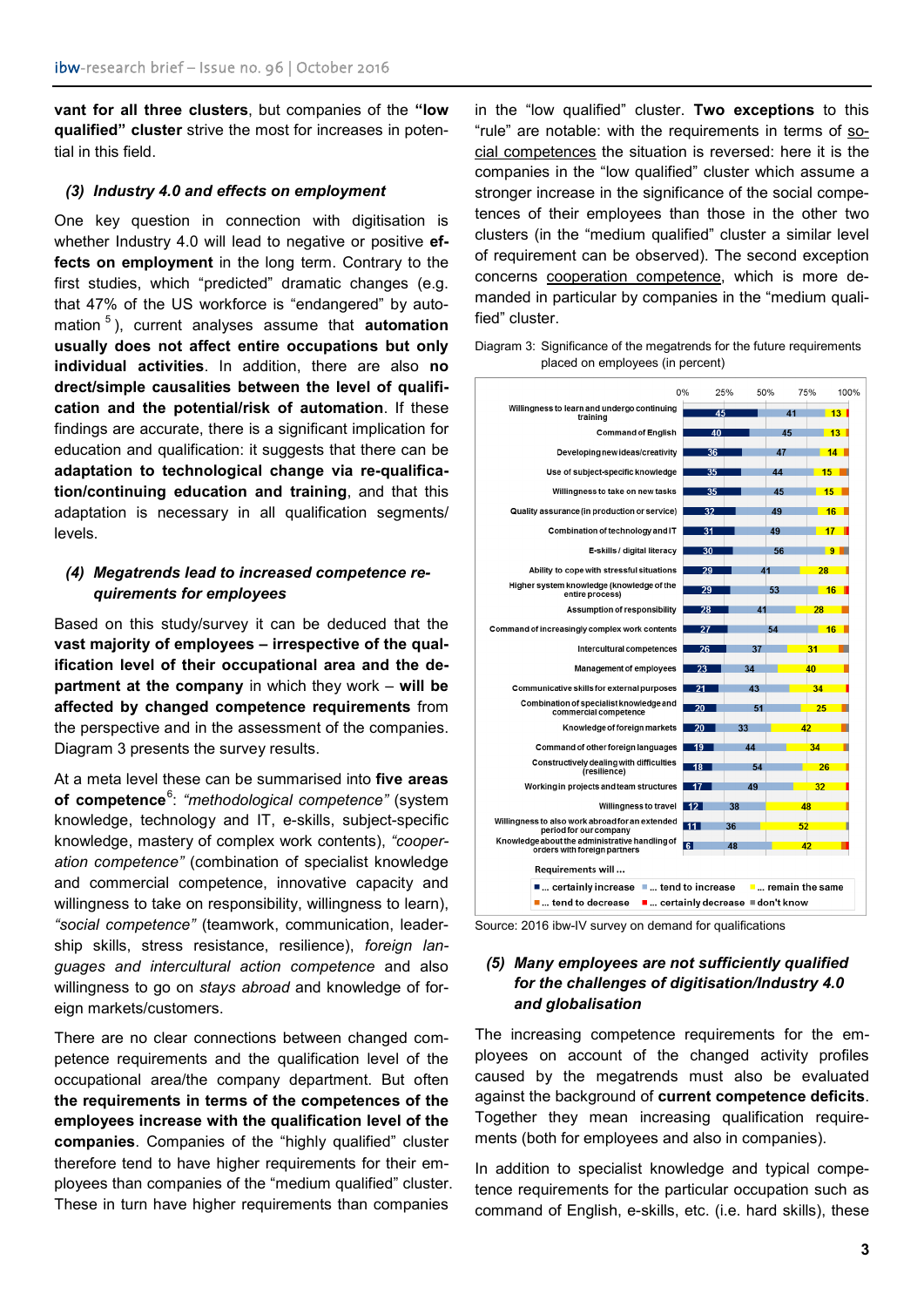**vant for all three clusters**, but companies of the **"low qualified" cluster** strive the most for increases in potential in this field.

### (3) Industry 4.0 and effects on employment

One key question in connection with digitisation is whether Industry 4.0 will lead to negative or positive **effects on employment** in the long term. Contrary to the first studies, which "predicted" dramatic changes (e.g. that 47% of the US workforce is "endangered" by automation [5]), current analyses assume that **automation usually does not affect entire occupations but only individual activities**. In addition, there are also **no direct/simple causalities between the level of qualification and the potential/risk of automation**. If these findings are accurate, there is a significant implication for education and qualification: it suggests that there can be **adaptation to technological change via re-qualification/continuing education and training**, and that this adaptation is necessary in all qualification segments/levels.

### (4) Megatrends lead to increased competence requirements for employees

Based on this study/survey it can be deduced that the **vast majority of employees – irrespective of the qualification level of their occupational area and the department at the company** in which they work – **will be affected by changed competence requirements** from the perspective and in the assessment of the companies. Diagram 3 presents the survey results.

At a meta level these can be summarised into **five areas of competence**[6]: *"methodological competence"* (system knowledge, technology and IT, e-skills, subject-specific knowledge, mastery of complex work contents), *"cooperation competence"* (combination of specialist knowledge and commercial competence, innovative capacity and willingness to take on responsibility, willingness to learn), *"social competence"* (teamwork, communication, leadership skills, stress resistance, resilience), *foreign languages and intercultural action competence* and also willingness to go on *stays abroad* and knowledge of foreign markets/customers.

There are no clear connections between changed competence requirements and the qualification level of the occupational area/the company department. But often **the requirements in terms of the competences of the employees increase with the qualification level of the companies**. Companies of the "highly qualified" cluster therefore tend to have higher requirements for their employees than companies of the "medium qualified" cluster. These in turn have higher requirements than companies in the "low qualified" cluster. **Two exceptions** to this "rule" are notable: with the requirements in terms of social competences the situation is reversed: here it is the companies in the "low qualified" cluster which assume a stronger increase in the significance of the social competences of their employees than those in the other two clusters (in the "medium qualified" cluster a similar level of requirement can be observed). The second exception concerns cooperation competence, which is more demanded in particular by companies in the "medium qualified" cluster.

Diagram 3: Significance of the megatrends for the future requirements placed on employees (in percent)

| Requirements will ... | ... certainly increase | ... tend to increase | ... remain the same |
|---|---|---|---|
| Willingness to learn and undergo continuing training | 45 | 41 | 13 |
| Command of English | 40 | 45 | 13 |
| Developing new ideas/creativity | 36 | 47 | 14 |
| Use of subject-specific knowledge | 35 | 44 | 15 |
| Willingness to take on new tasks | 35 | 45 | 15 |
| Quality assurance (in production or service) | 32 | 49 | 16 |
| Combination of technology and IT | 31 | 49 | 17 |
| E-skills / digital literacy | 30 | 56 | 9 |
| Ability to cope with stressful situations | 29 | 41 | 28 |
| Higher system knowledge (knowledge of the entire process) | 29 | 53 | 16 |
| Assumption of responsibility | 28 | 41 | 28 |
| Command of increasingly complex work contents | 27 | 54 | 16 |
| Intercultural competences | 26 | 37 | 31 |
| Management of employees | 23 | 34 | 40 |
| Communicative skills for external purposes | 21 | 43 | 34 |
| Combination of specialist knowledge and commercial competence | 20 | 51 | 25 |
| Knowledge of foreign markets | 20 | 33 | 42 |
| Command of other foreign languages | 19 | 44 | 34 |
| Constructively dealing with difficulties (resilience) | 18 | 54 | 26 |
| Working in projects and team structures | 17 | 49 | 32 |
| Willingness to travel | 12 | 38 | 48 |
| Willingness to also work abroad for an extended period for our company | 11 | 36 | 52 |
| Knowledge about the administrative handling of orders with foreign partners | 6 | 48 | 42 |

Requirements will ... ■ ... certainly increase ■ ... tend to increase ■ ... remain the same ■ ... tend to decrease ■ ... certainly decrease ■ don't know

Source: 2016 ibw-IV survey on demand for qualifications

### (5) Many employees are not sufficiently qualified for the challenges of digitisation/Industry 4.0 and globalisation

The increasing competence requirements for the employees on account of the changed activity profiles caused by the megatrends must also be evaluated against the background of **current competence deficits**. Together they mean increasing qualification requirements (both for employees and also in companies).

In addition to specialist knowledge and typical competence requirements for the particular occupation such as command of English, e-skills, etc. (i.e. hard skills), these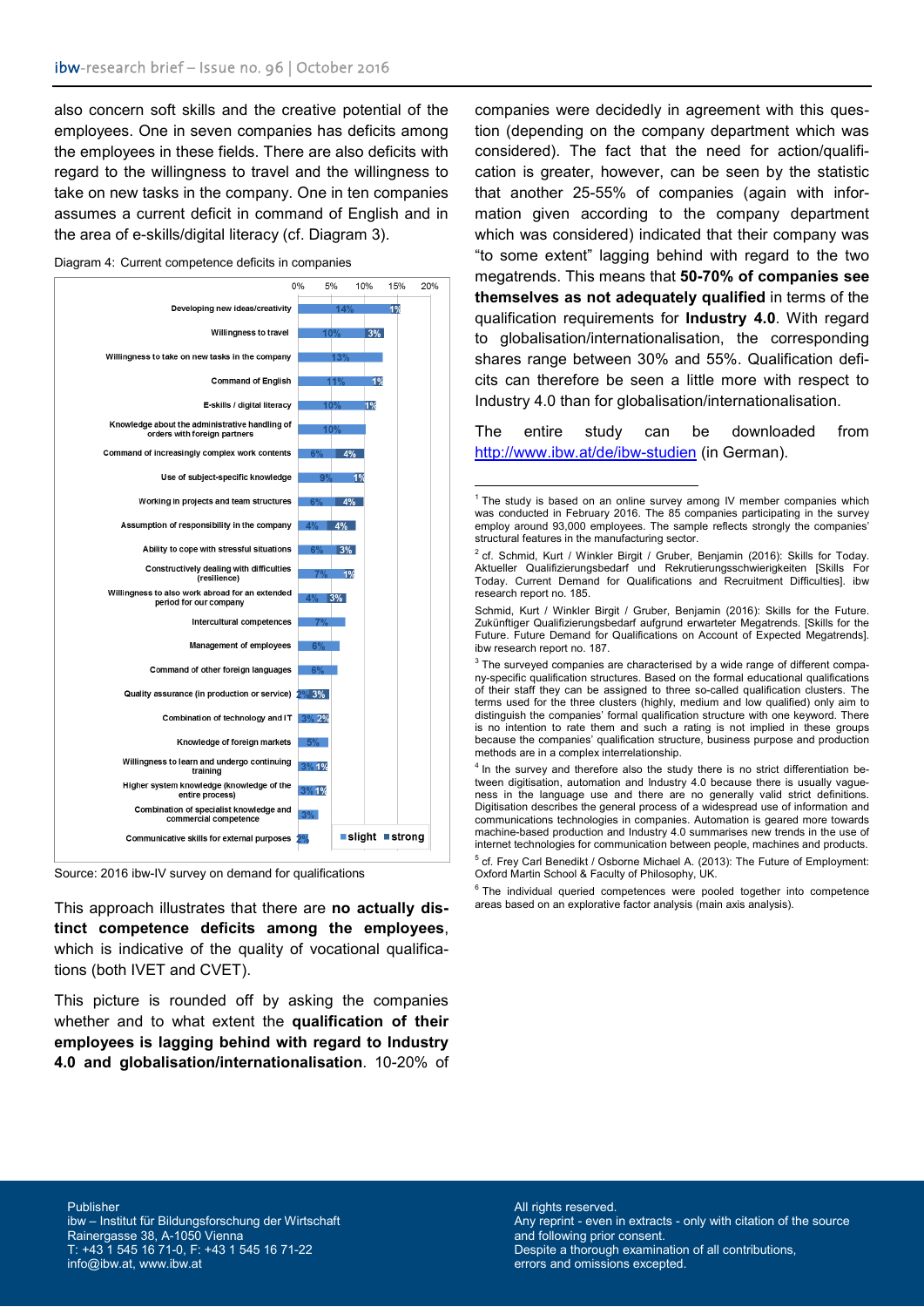also concern soft skills and the creative potential of the employees. One in seven companies has deficits among the employees in these fields. There are also deficits with regard to the willingness to travel and the willingness to take on new tasks in the company. One in ten companies assumes a current deficit in command of English and in the area of e-skills/digital literacy (cf. Diagram 3).

Diagram 4: Current competence deficits in companies

0% 5% 10% 15% 20%

Developing new ideas/creativity 14% 1%
Willingness to travel 10% 3%
Willingness to take on new tasks in the company 13%
Command of English 11% 1%
E-skills / digital literacy 10% 1%
Knowledge about the administrative handling of orders with foreign partners 10%
Command of increasingly complex work contents 6% 4%
Use of subject-specific knowledge 9% 1%
Working in projects and team structures 6% 4%
Assumption of responsibility in the company 4% 4%
Ability to cope with stressful situations 6% 3%
Constructively dealing with difficulties (resilience) 7% 1%
Willingness to also work abroad for an extended period for our company 4% 3%
Intercultural competences 7%
Management of employees 6%
Command of other foreign languages 6%
Quality assurance (in production or service) 2% 3%
Combination of technology and IT 3% 2%
Knowledge of foreign markets 5%
Willingness to learn and undergo continuing training 3% 1%
Higher system knowledge (knowledge of the entire process) 3% 1%
Combination of specialist knowledge and commercial competence 3%
Communicative skills for external purposes 2%

slight strong

Source: 2016 ibw-IV survey on demand for qualifications

This approach illustrates that there are **no actually distinct competence deficits among the employees**, which is indicative of the quality of vocational qualifications (both IVET and CVET).

This picture is rounded off by asking the companies whether and to what extent the **qualification of their employees is lagging behind with regard to Industry 4.0 and globalisation/internationalisation**. 10-20% of companies were decidedly in agreement with this question (depending on the company department which was considered). The fact that the need for action/qualification is greater, however, can be seen by the statistic that another 25-55% of companies (again with information given according to the company department which was considered) indicated that their company was "to some extent" lagging behind with regard to the two megatrends. This means that **50-70% of companies see themselves as not adequately qualified** in terms of the qualification requirements for **Industry 4.0**. With regard to globalisation/internationalisation, the corresponding shares range between 30% and 55%. Qualification deficits can therefore be seen a little more with respect to Industry 4.0 than for globalisation/internationalisation.

The entire study can be downloaded from http://www.ibw.at/de/ibw-studien (in German).

---

[1] The study is based on an online survey among IV member companies which was conducted in February 2016. The 85 companies participating in the survey employ around 93,000 employees. The sample reflects strongly the companies' structural features in the manufacturing sector.

[2] cf. Schmid, Kurt / Winkler Birgit / Gruber, Benjamin (2016): Skills for Today. Aktueller Qualifizierungsbedarf und Rekrutierungsschwierigkeiten [Skills For Today. Current Demand for Qualifications and Recruitment Difficulties]. ibw research report no. 185.

Schmid, Kurt / Winkler Birgit / Gruber, Benjamin (2016): Skills for the Future. Zukünftiger Qualifizierungsbedarf aufgrund erwarteter Megatrends. [Skills for the Future. Future Demand for Qualifications on Account of Expected Megatrends]. ibw research report no. 187.

[3] The surveyed companies are characterised by a wide range of different company-specific qualification structures. Based on the formal educational qualifications of their staff they can be assigned to three so-called qualification clusters. The terms used for the three clusters (highly, medium and low qualified) only aim to distinguish the companies' formal qualification structure with one keyword. There is no intention to rate them and such a rating is not implied in these groups because the companies' qualification structure, business purpose and production methods are in a complex interrelationship.

[4] In the survey and therefore also the study there is no strict differentiation between digitisation, automation and Industry 4.0 because there is usually vagueness in the language use and there are no generally valid strict definitions. Digitisation describes the general process of a widespread use of information and communications technologies in companies. Automation is geared more towards machine-based production and Industry 4.0 summarises new trends in the use of internet technologies for communication between people, machines and products.

[5] cf. Frey Carl Benedikt / Osborne Michael A. (2013): The Future of Employment: Oxford Martin School & Faculty of Philosophy, UK.

[6] The individual queried competences were pooled together into competence areas based on an explorative factor analysis (main axis analysis).

Publisher
ibw – Institut für Bildungsforschung der Wirtschaft
Rainergasse 38, A-1050 Vienna
T: +43 1 545 16 71-0, F: +43 1 545 16 71-22
info@ibw.at, www.ibw.at

All rights reserved.
Any reprint - even in extracts - only with citation of the source and following prior consent.
Despite a thorough examination of all contributions, errors and omissions excepted.